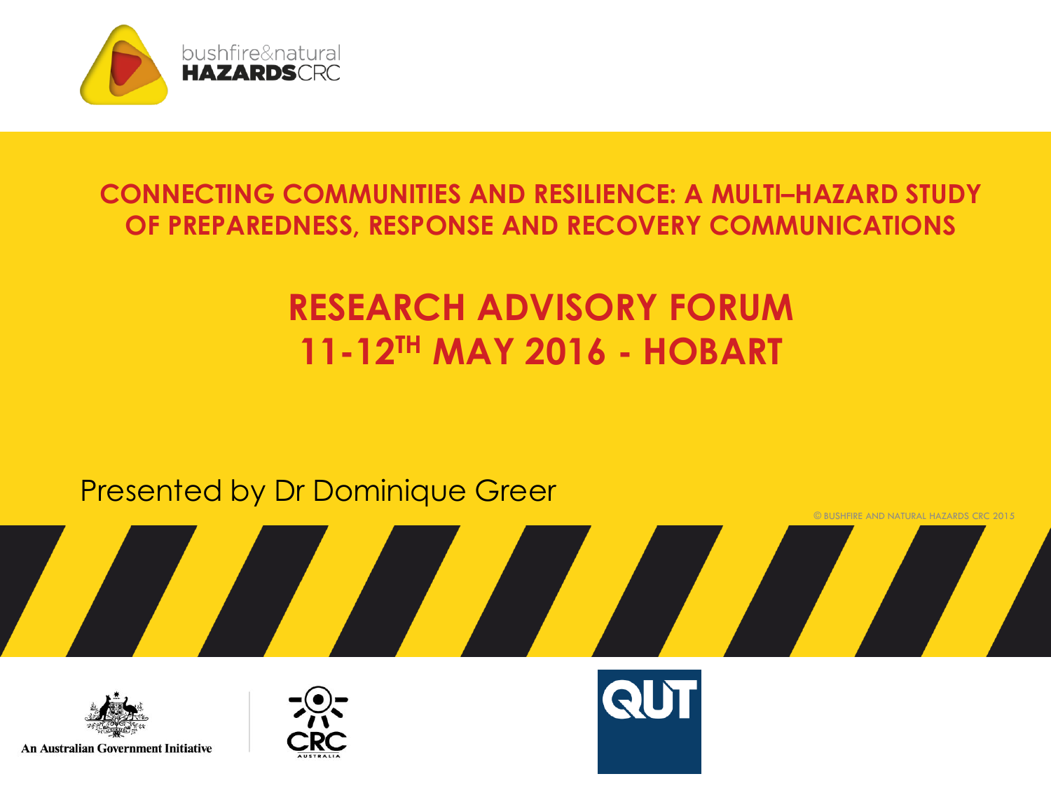bushfire&natural
**HAZARDS**CRC

# CONNECTING COMMUNITIES AND RESILIENCE: A MULTI–HAZARD STUDY OF PREPAREDNESS, RESPONSE AND RECOVERY COMMUNICATIONS

## RESEARCH ADVISORY FORUM
## 11-12TH MAY 2016 - HOBART

Presented by Dr Dominique Greer

© BUSHFIRE AND NATURAL HAZARDS CRC 2015

An Australian Government Initiative

CRC AUSTRALIA

QUT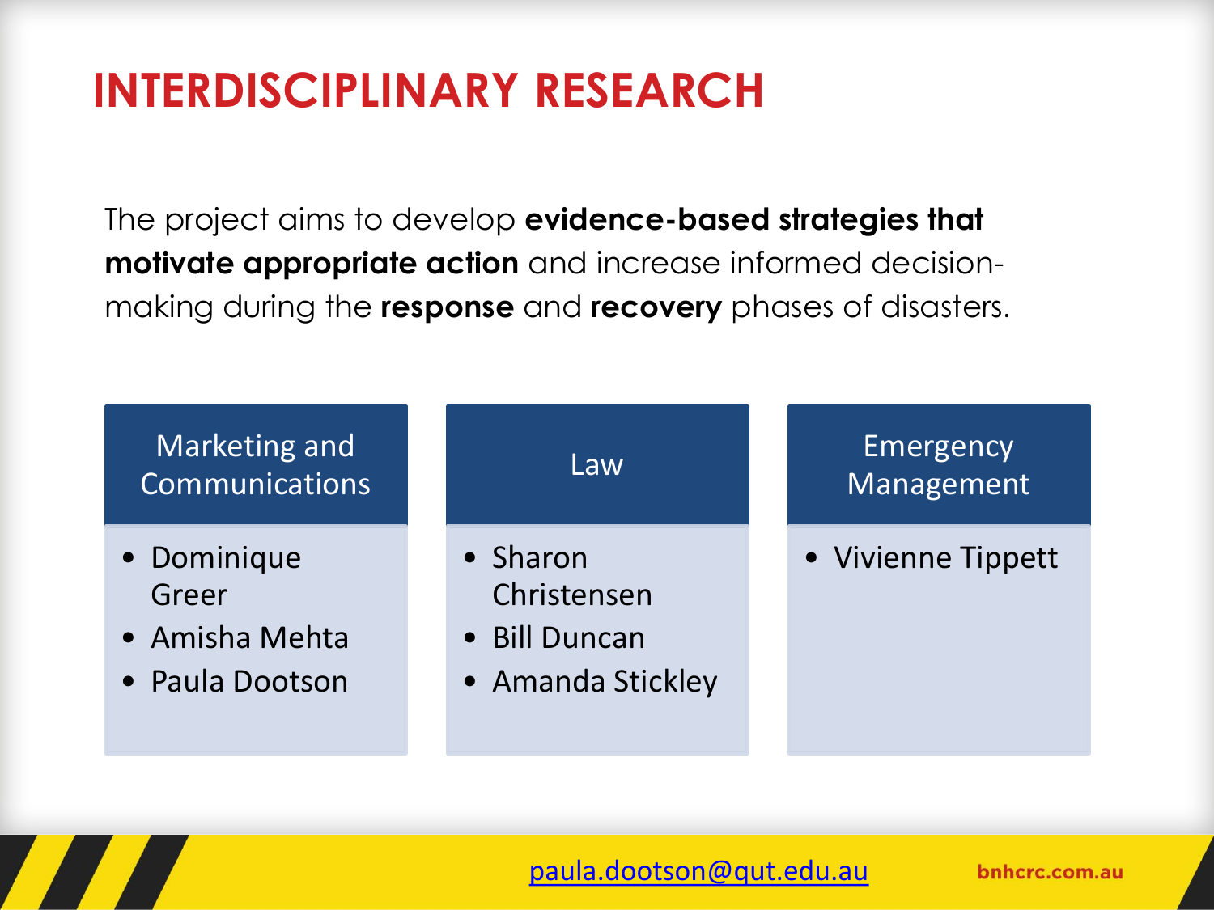# INTERDISCIPLINARY RESEARCH

The project aims to develop **evidence-based strategies that motivate appropriate action** and increase informed decision-making during the **response** and **recovery** phases of disasters.

| Marketing and Communications | Law | Emergency Management |
| --- | --- | --- |
| • Dominique Greer<br>• Amisha Mehta<br>• Paula Dootson | • Sharon Christensen<br>• Bill Duncan<br>• Amanda Stickley | • Vivienne Tippett |

paula.dootson@qut.edu.au

bnhcrc.com.au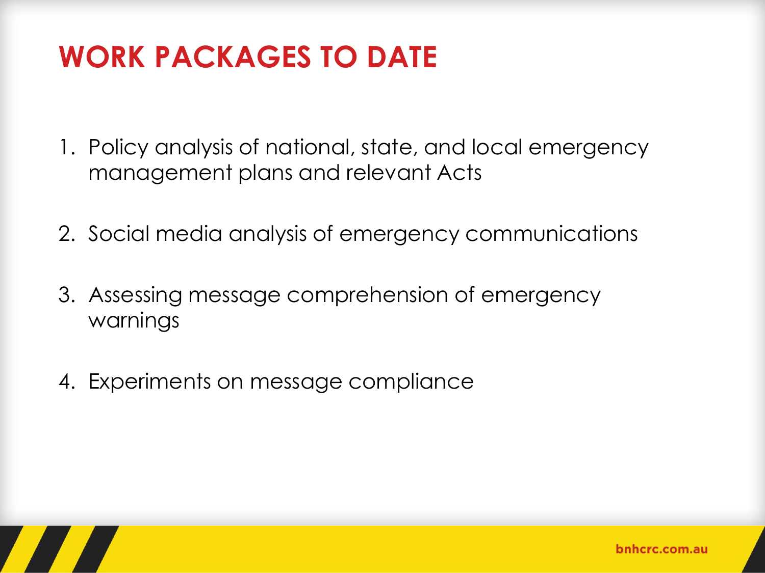# WORK PACKAGES TO DATE

1. Policy analysis of national, state, and local emergency management plans and relevant Acts

2. Social media analysis of emergency communications

3. Assessing message comprehension of emergency warnings

4. Experiments on message compliance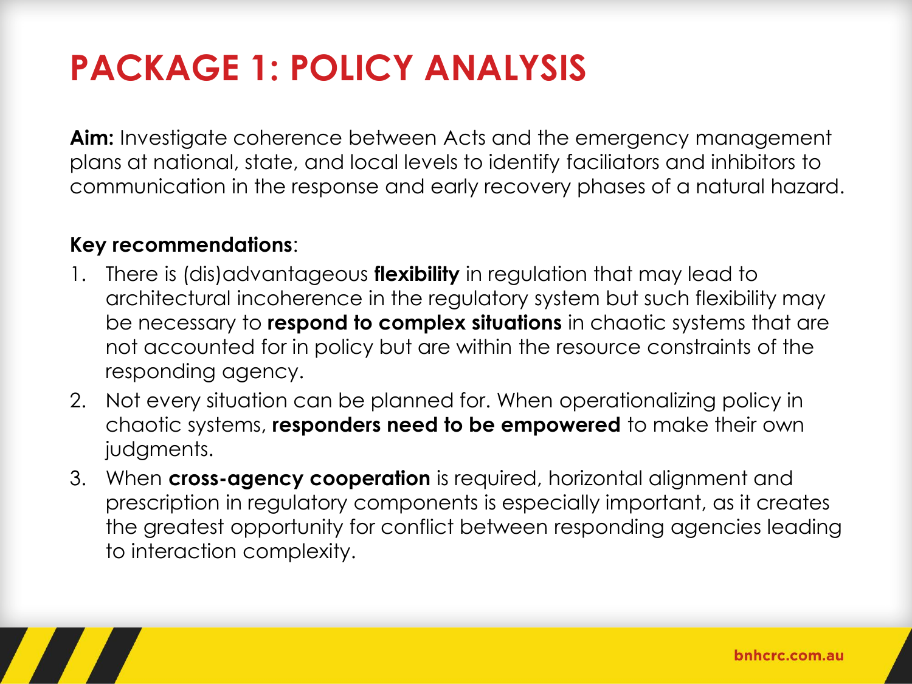# PACKAGE 1: POLICY ANALYSIS

**Aim:** Investigate coherence between Acts and the emergency management plans at national, state, and local levels to identify faciliators and inhibitors to communication in the response and early recovery phases of a natural hazard.

**Key recommendations**:

1. There is (dis)advantageous **flexibility** in regulation that may lead to architectural incoherence in the regulatory system but such flexibility may be necessary to **respond to complex situations** in chaotic systems that are not accounted for in policy but are within the resource constraints of the responding agency.
2. Not every situation can be planned for. When operationalizing policy in chaotic systems, **responders need to be empowered** to make their own judgments.
3. When **cross-agency cooperation** is required, horizontal alignment and prescription in regulatory components is especially important, as it creates the greatest opportunity for conflict between responding agencies leading to interaction complexity.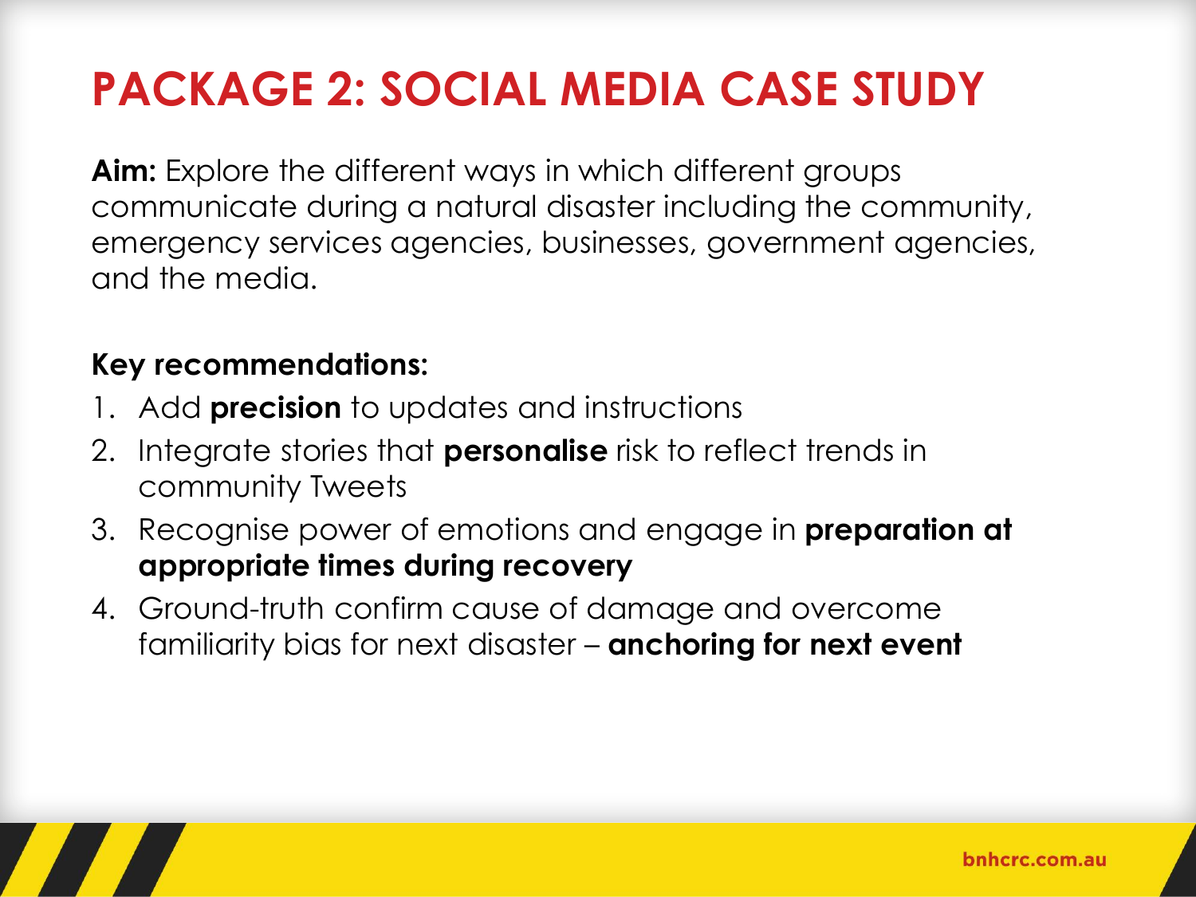# PACKAGE 2: SOCIAL MEDIA CASE STUDY

**Aim:** Explore the different ways in which different groups communicate during a natural disaster including the community, emergency services agencies, businesses, government agencies, and the media.

**Key recommendations:**

1. Add **precision** to updates and instructions
2. Integrate stories that **personalise** risk to reflect trends in community Tweets
3. Recognise power of emotions and engage in **preparation at appropriate times during recovery**
4. Ground-truth confirm cause of damage and overcome familiarity bias for next disaster – **anchoring for next event**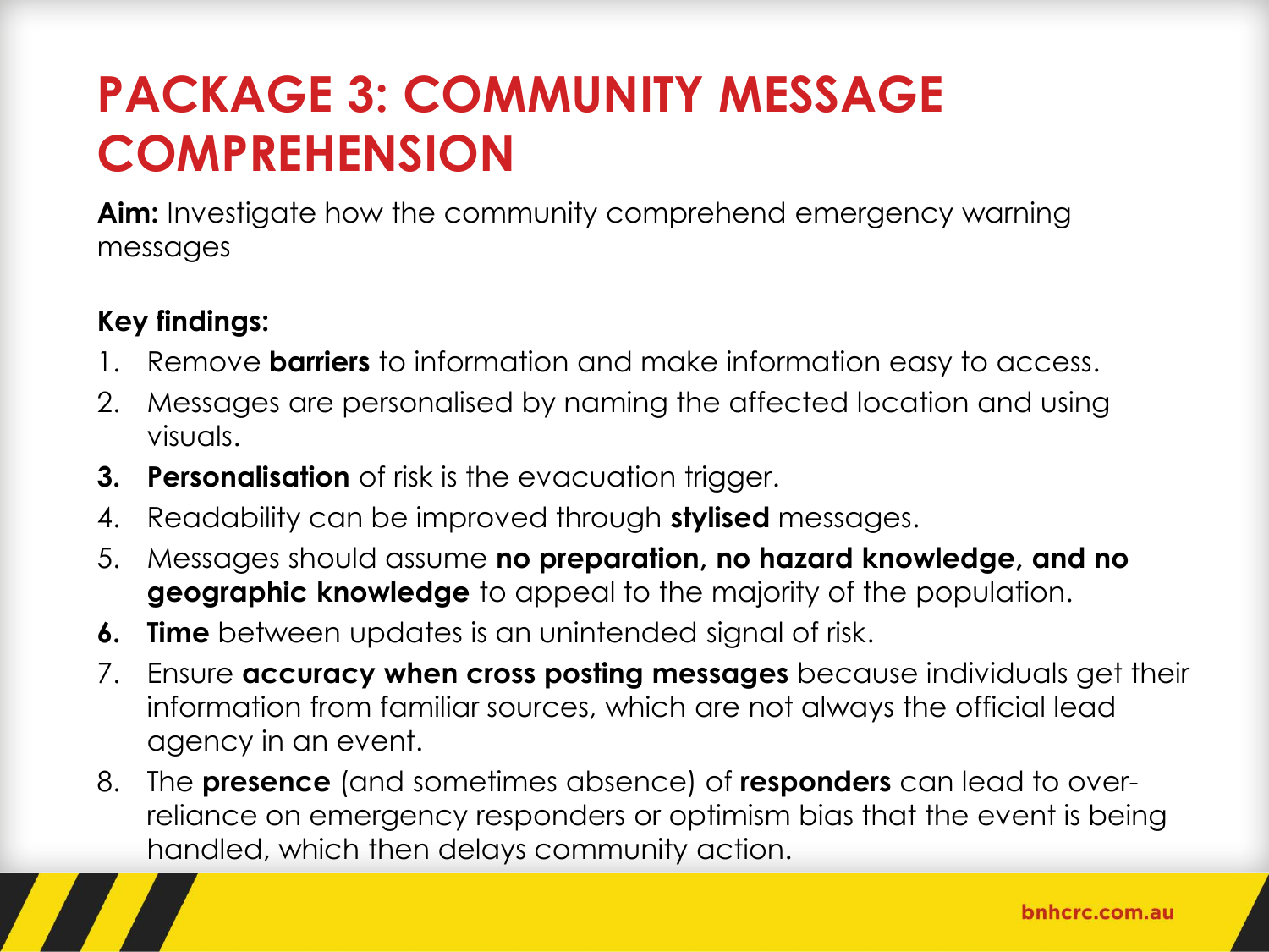# PACKAGE 3: COMMUNITY MESSAGE COMPREHENSION

**Aim:** Investigate how the community comprehend emergency warning messages

**Key findings:**

1. Remove **barriers** to information and make information easy to access.
2. Messages are personalised by naming the affected location and using visuals.
3. **Personalisation** of risk is the evacuation trigger.
4. Readability can be improved through **stylised** messages.
5. Messages should assume **no preparation, no hazard knowledge, and no geographic knowledge** to appeal to the majority of the population.
6. **Time** between updates is an unintended signal of risk.
7. Ensure **accuracy when cross posting messages** because individuals get their information from familiar sources, which are not always the official lead agency in an event.
8. The **presence** (and sometimes absence) of **responders** can lead to over-reliance on emergency responders or optimism bias that the event is being handled, which then delays community action.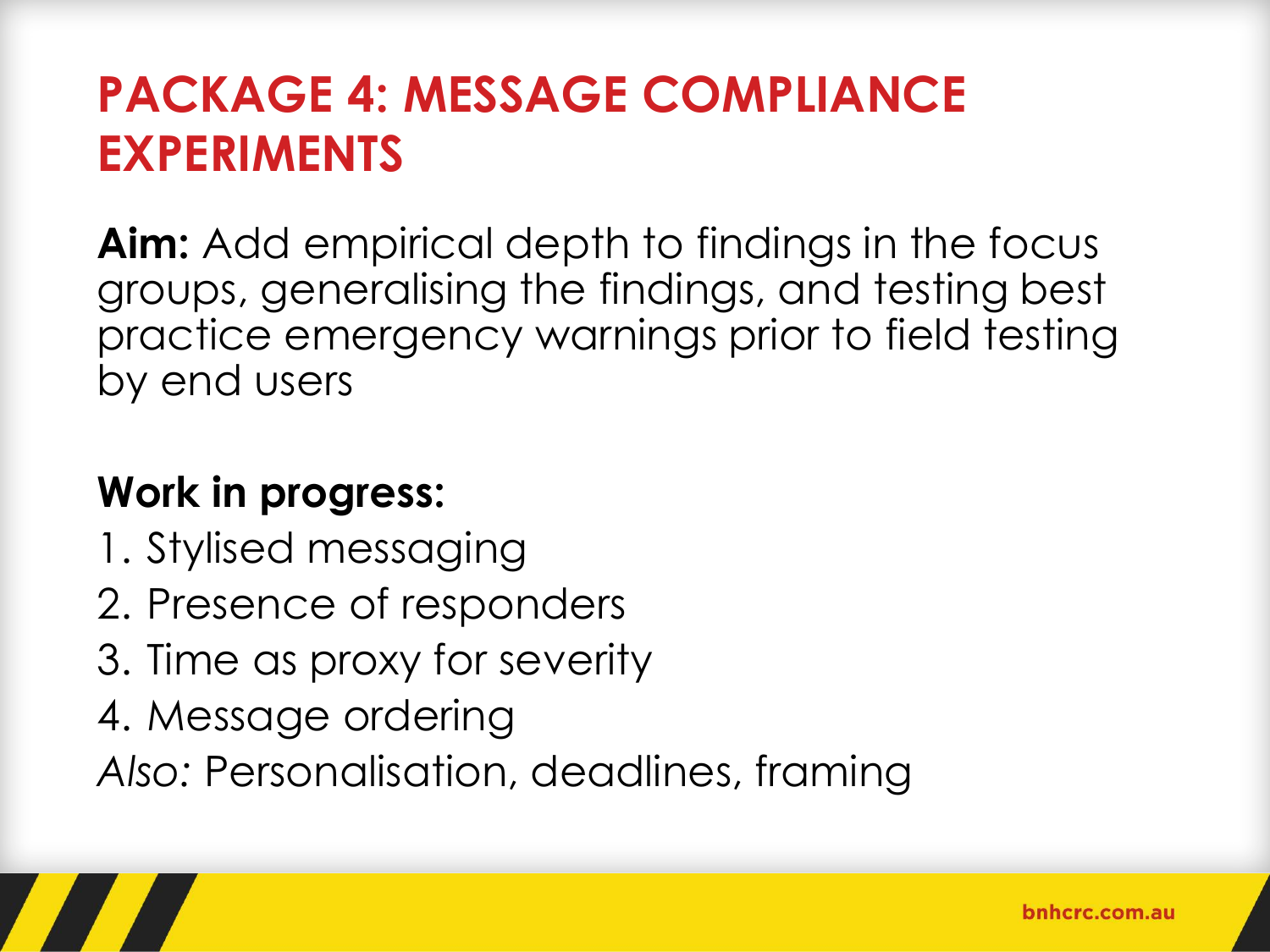# PACKAGE 4: MESSAGE COMPLIANCE EXPERIMENTS

**Aim:** Add empirical depth to findings in the focus groups, generalising the findings, and testing best practice emergency warnings prior to field testing by end users

**Work in progress:**

1. Stylised messaging
2. Presence of responders
3. Time as proxy for severity
4. Message ordering

*Also:* Personalisation, deadlines, framing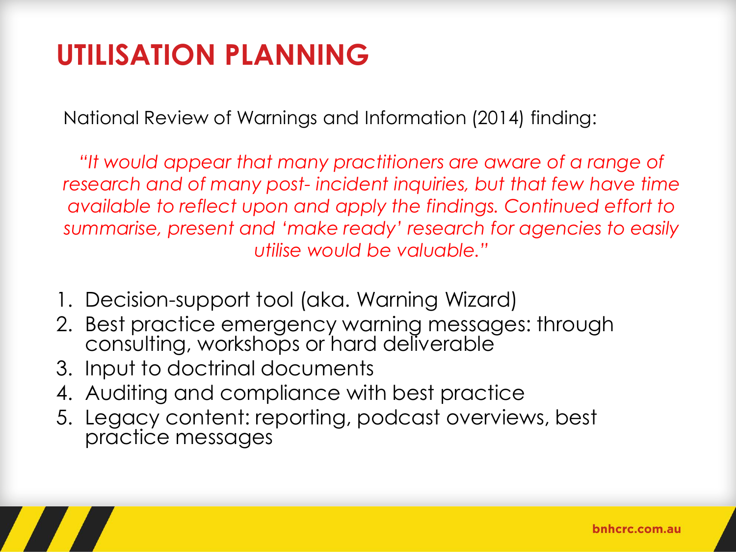# UTILISATION PLANNING

National Review of Warnings and Information (2014) finding:

*"It would appear that many practitioners are aware of a range of research and of many post- incident inquiries, but that few have time available to reflect upon and apply the findings. Continued effort to summarise, present and 'make ready' research for agencies to easily utilise would be valuable."*

1. Decision-support tool (aka. Warning Wizard)
2. Best practice emergency warning messages: through consulting, workshops or hard deliverable
3. Input to doctrinal documents
4. Auditing and compliance with best practice
5. Legacy content: reporting, podcast overviews, best practice messages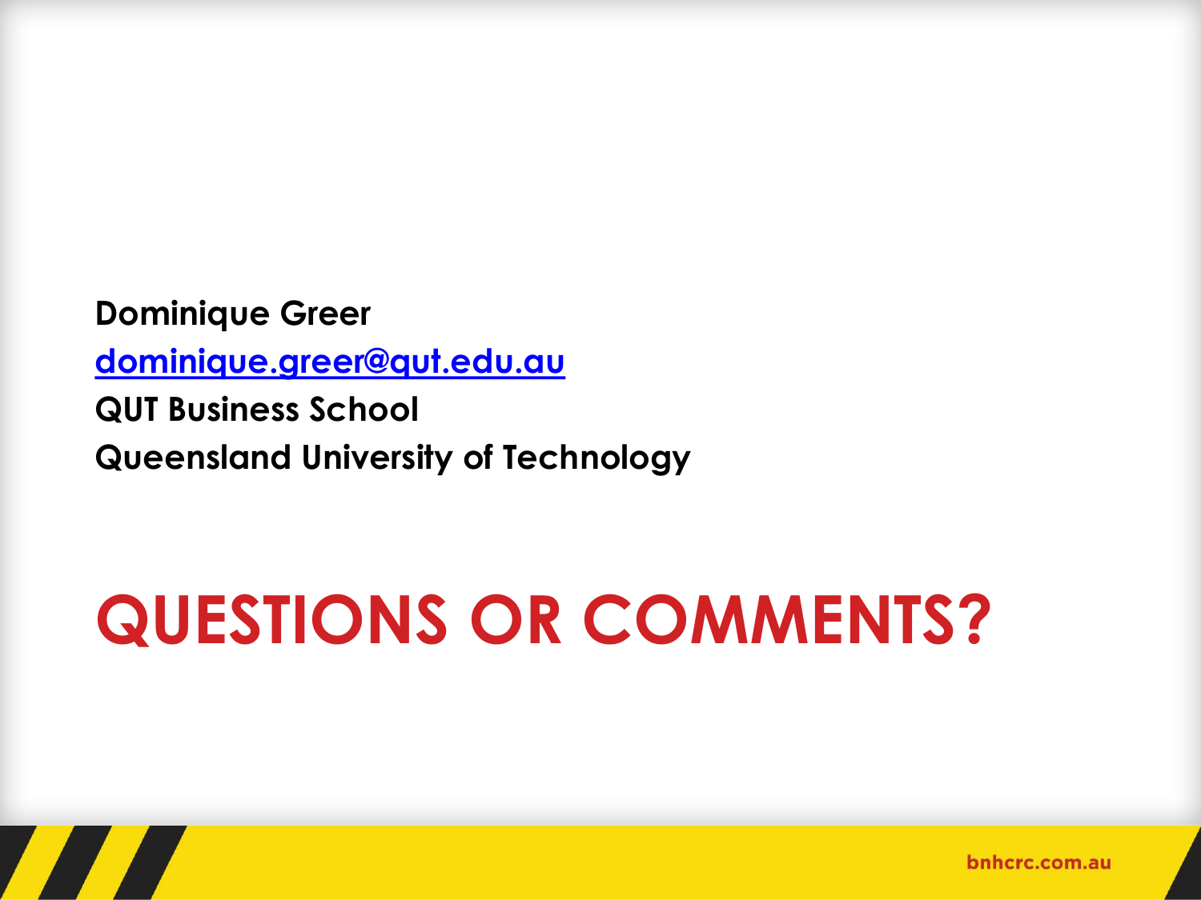**Dominique Greer**

**dominique.greer@qut.edu.au**

**QUT Business School**

**Queensland University of Technology**

# QUESTIONS OR COMMENTS?

bnhcrc.com.au